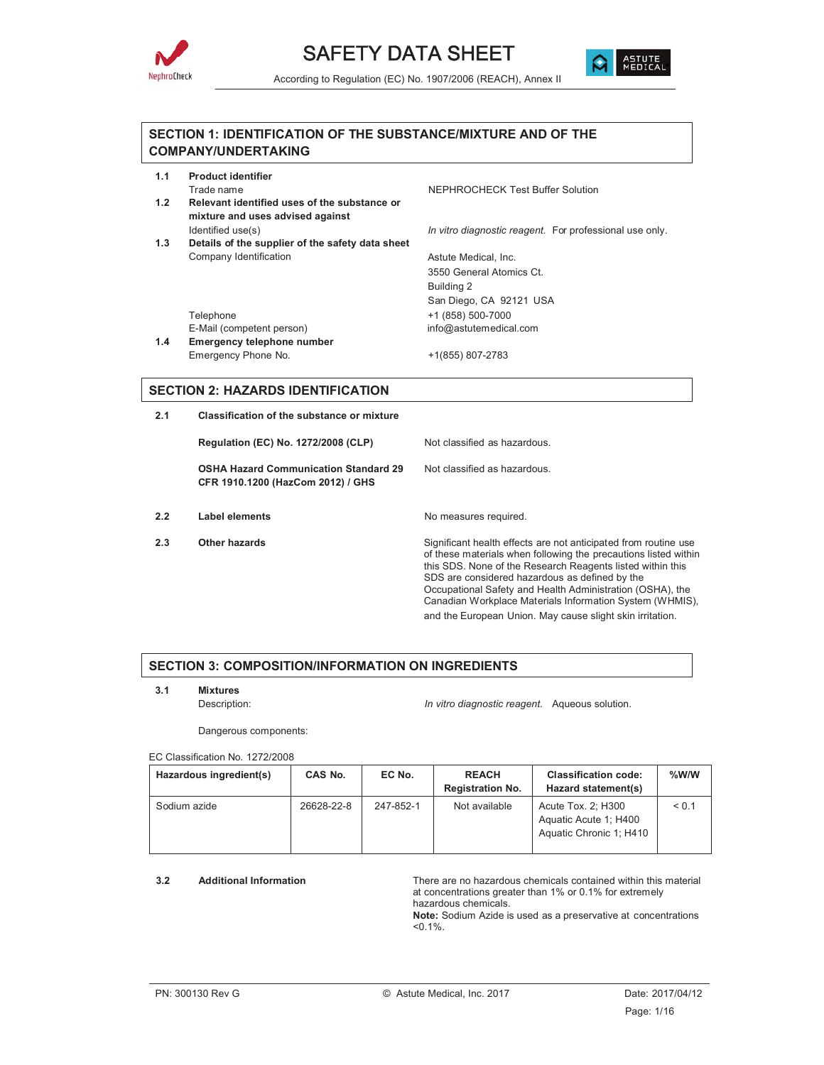# SAFETY DATA SHEET

According to Regulation (EC) No. 1907/2006 (REACH), Annex II

## SECTION 1: IDENTIFICATION OF THE SUBSTANCE/MIXTURE AND OF THE COMPANY/UNDERTAKING

**1.1 Product identifier**

Trade name: NEPHROCHECK Test Buffer Solution

**1.2 Relevant identified uses of the substance or mixture and uses advised against**

Identified use(s): *In vitro diagnostic reagent.* For professional use only.

**1.3 Details of the supplier of the safety data sheet**

Company Identification:
Astute Medical, Inc.
3550 General Atomics Ct.
Building 2
San Diego, CA 92121 USA

Telephone: +1 (858) 500-7000

E-Mail (competent person): info@astutemedical.com

**1.4 Emergency telephone number**

Emergency Phone No.: +1(855) 807-2783

## SECTION 2: HAZARDS IDENTIFICATION

**2.1 Classification of the substance or mixture**

**Regulation (EC) No. 1272/2008 (CLP)**: Not classified as hazardous.

**OSHA Hazard Communication Standard 29 CFR 1910.1200 (HazCom 2012) / GHS**: Not classified as hazardous.

**2.2 Label elements**: No measures required.

**2.3 Other hazards**: Significant health effects are not anticipated from routine use of these materials when following the precautions listed within this SDS. None of the Research Reagents listed within this SDS are considered hazardous as defined by the Occupational Safety and Health Administration (OSHA), the Canadian Workplace Materials Information System (WHMIS), and the European Union. May cause slight skin irritation.

## SECTION 3: COMPOSITION/INFORMATION ON INGREDIENTS

**3.1 Mixtures**

Description: *In vitro diagnostic reagent.* Aqueous solution.

Dangerous components:

EC Classification No. 1272/2008

| Hazardous ingredient(s) | CAS No. | EC No. | REACH Registration No. | Classification code: Hazard statement(s) | %W/W |
|---|---|---|---|---|---|
| Sodium azide | 26628-22-8 | 247-852-1 | Not available | Acute Tox. 2; H300<br>Aquatic Acute 1; H400<br>Aquatic Chronic 1; H410 | < 0.1 |

**3.2 Additional Information**

There are no hazardous chemicals contained within this material at concentrations greater than 1% or 0.1% for extremely hazardous chemicals.
**Note:** Sodium Azide is used as a preservative at concentrations <0.1%.

PN: 300130 Rev G © Astute Medical, Inc. 2017 Date: 2017/04/12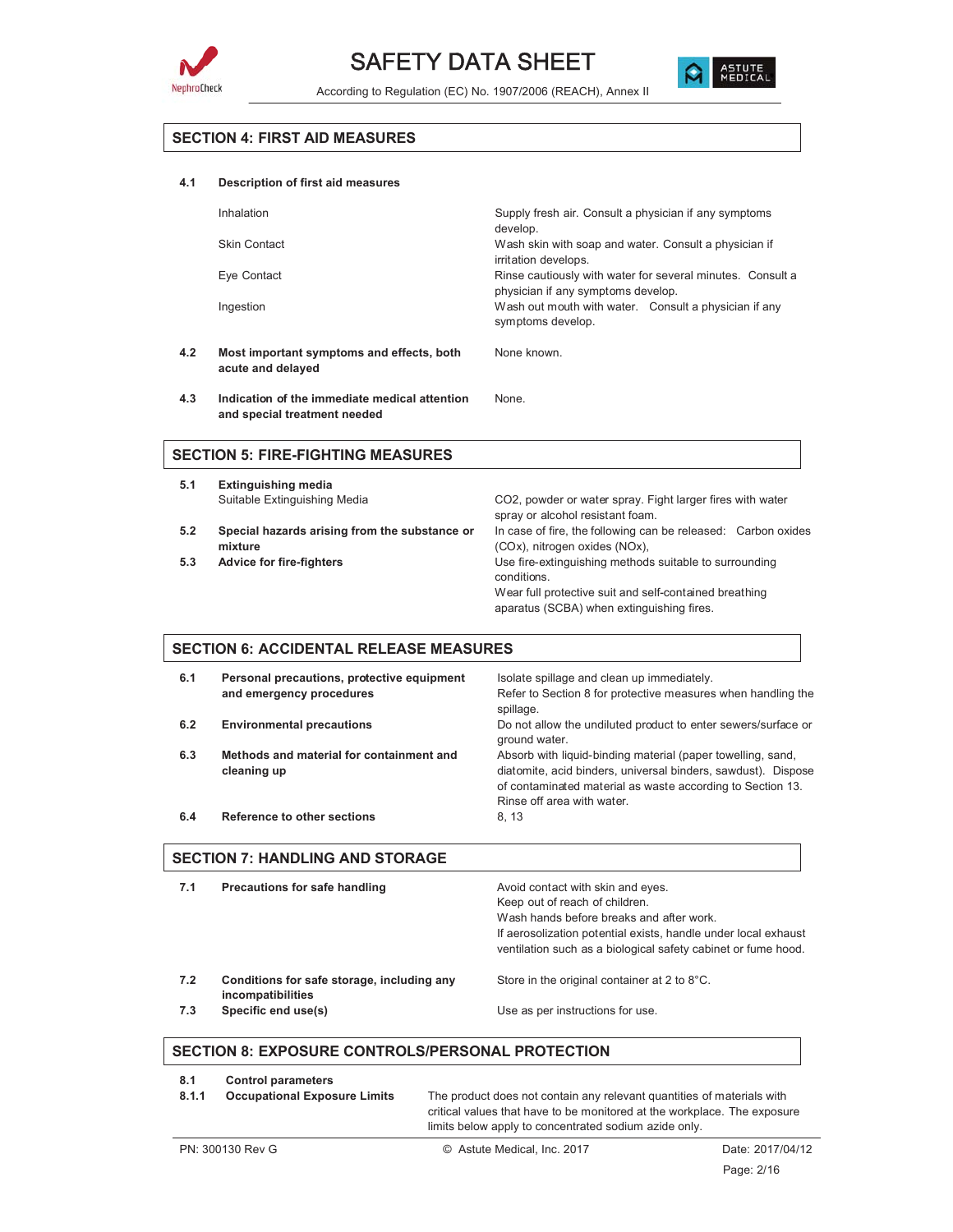## SECTION 4: FIRST AID MEASURES

**4.1 Description of first aid measures**

| | |
|---|---|
| Inhalation | Supply fresh air. Consult a physician if any symptoms develop. |
| Skin Contact | Wash skin with soap and water. Consult a physician if irritation develops. |
| Eye Contact | Rinse cautiously with water for several minutes. Consult a physician if any symptoms develop. |
| Ingestion | Wash out mouth with water. Consult a physician if any symptoms develop. |

**4.2 Most important symptoms and effects, both acute and delayed**

None known.

**4.3 Indication of the immediate medical attention and special treatment needed**

None.

## SECTION 5: FIRE-FIGHTING MEASURES

**5.1 Extinguishing media**

Suitable Extinguishing Media: $CO_2$, powder or water spray. Fight larger fires with water spray or alcohol resistant foam.

**5.2 Special hazards arising from the substance or mixture**

In case of fire, the following can be released: Carbon oxides ($CO_x$), nitrogen oxides ($NO_x$),

**5.3 Advice for fire-fighters**

Use fire-extinguishing methods suitable to surrounding conditions.
Wear full protective suit and self-contained breathing apparatus (SCBA) when extinguishing fires.

## SECTION 6: ACCIDENTAL RELEASE MEASURES

**6.1 Personal precautions, protective equipment and emergency procedures**

Isolate spillage and clean up immediately.
Refer to Section 8 for protective measures when handling the spillage.

**6.2 Environmental precautions**

Do not allow the undiluted product to enter sewers/surface or ground water.

**6.3 Methods and material for containment and cleaning up**

Absorb with liquid-binding material (paper towelling, sand, diatomite, acid binders, universal binders, sawdust). Dispose of contaminated material as waste according to Section 13. Rinse off area with water.

**6.4 Reference to other sections**

8, 13

## SECTION 7: HANDLING AND STORAGE

**7.1 Precautions for safe handling**

Avoid contact with skin and eyes.
Keep out of reach of children.
Wash hands before breaks and after work.
If aerosolization potential exists, handle under local exhaust ventilation such as a biological safety cabinet or fume hood.

**7.2 Conditions for safe storage, including any incompatibilities**

Store in the original container at 2 to 8°C.

**7.3 Specific end use(s)**

Use as per instructions for use.

## SECTION 8: EXPOSURE CONTROLS/PERSONAL PROTECTION

**8.1 Control parameters**

**8.1.1 Occupational Exposure Limits**

The product does not contain any relevant quantities of materials with critical values that have to be monitored at the workplace. The exposure limits below apply to concentrated sodium azide only.

PN: 300130 Rev G © Astute Medical, Inc. 2017 Date: 2017/04/12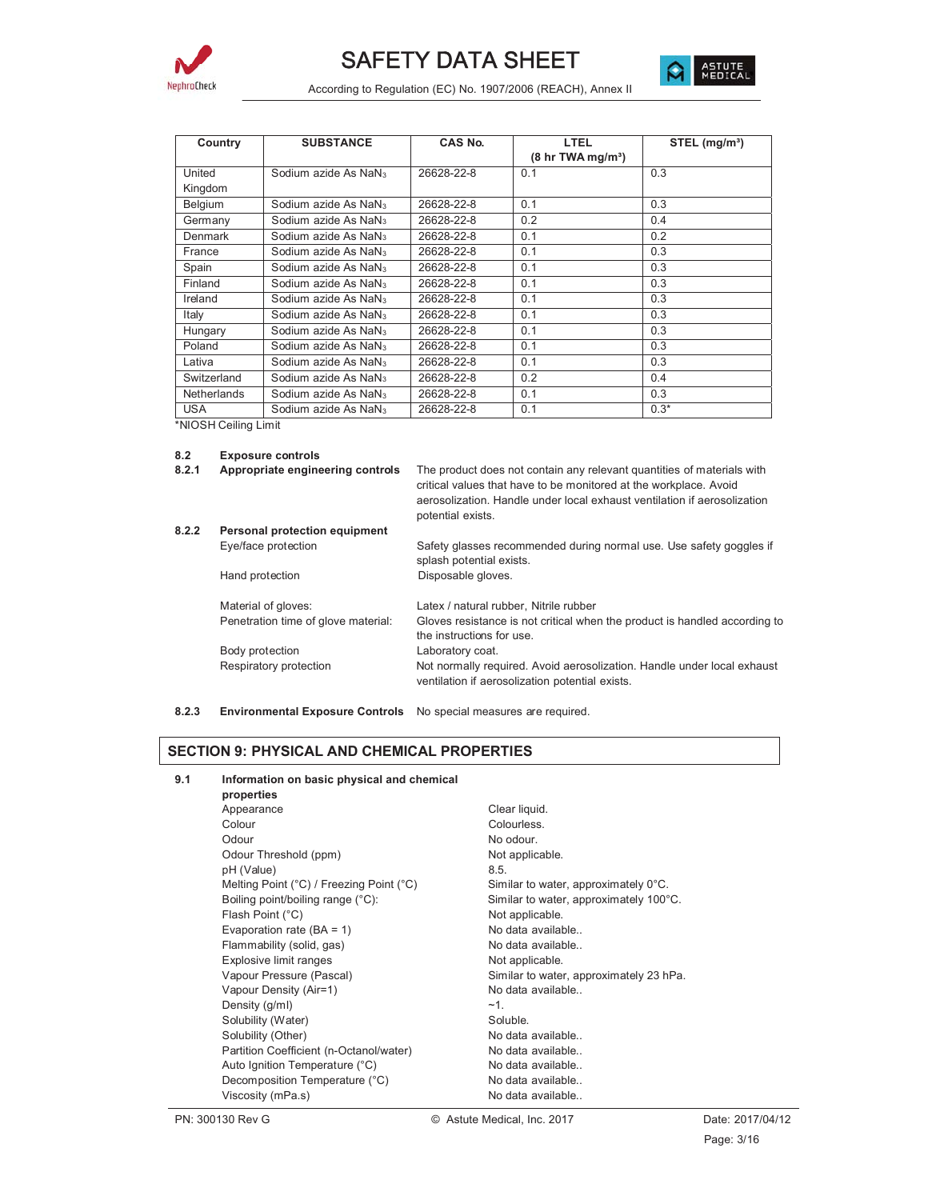| Country | SUBSTANCE | CAS No. | LTEL (8 hr TWA mg/m³) | STEL (mg/m³) |
|---|---|---|---|---|
| United Kingdom | Sodium azide As $NaN_3$ | 26628-22-8 | 0.1 | 0.3 |
| Belgium | Sodium azide As $NaN_3$ | 26628-22-8 | 0.1 | 0.3 |
| Germany | Sodium azide As $NaN_3$ | 26628-22-8 | 0.2 | 0.4 |
| Denmark | Sodium azide As $NaN_3$ | 26628-22-8 | 0.1 | 0.2 |
| France | Sodium azide As $NaN_3$ | 26628-22-8 | 0.1 | 0.3 |
| Spain | Sodium azide As $NaN_3$ | 26628-22-8 | 0.1 | 0.3 |
| Finland | Sodium azide As $NaN_3$ | 26628-22-8 | 0.1 | 0.3 |
| Ireland | Sodium azide As $NaN_3$ | 26628-22-8 | 0.1 | 0.3 |
| Italy | Sodium azide As $NaN_3$ | 26628-22-8 | 0.1 | 0.3 |
| Hungary | Sodium azide As $NaN_3$ | 26628-22-8 | 0.1 | 0.3 |
| Poland | Sodium azide As $NaN_3$ | 26628-22-8 | 0.1 | 0.3 |
| Lativa | Sodium azide As $NaN_3$ | 26628-22-8 | 0.1 | 0.3 |
| Switzerland | Sodium azide As $NaN_3$ | 26628-22-8 | 0.2 | 0.4 |
| Netherlands | Sodium azide As $NaN_3$ | 26628-22-8 | 0.1 | 0.3 |
| USA | Sodium azide As $NaN_3$ | 26628-22-8 | 0.1 | 0.3* |

*NIOSH Ceiling Limit

**8.2 Exposure controls**

**8.2.1 Appropriate engineering controls**

The product does not contain any relevant quantities of materials with critical values that have to be monitored at the workplace. Avoid aerosolization. Handle under local exhaust ventilation if aerosolization potential exists.

**8.2.2 Personal protection equipment**

| | |
|---|---|
| Eye/face protection | Safety glasses recommended during normal use. Use safety goggles if splash potential exists. |
| Hand protection | Disposable gloves. |
| Material of gloves: | Latex / natural rubber, Nitrile rubber |
| Penetration time of glove material: | Gloves resistance is not critical when the product is handled according to the instructions for use. |
| Body protection | Laboratory coat. |
| Respiratory protection | Not normally required. Avoid aerosolization. Handle under local exhaust ventilation if aerosolization potential exists. |

**8.2.3 Environmental Exposure Controls** No special measures are required.

## SECTION 9: PHYSICAL AND CHEMICAL PROPERTIES

**9.1 Information on basic physical and chemical properties**

| | |
|---|---|
| Appearance | Clear liquid. |
| Colour | Colourless. |
| Odour | No odour. |
| Odour Threshold (ppm) | Not applicable. |
| pH (Value) | 8.5. |
| Melting Point (°C) / Freezing Point (°C) | Similar to water, approximately 0°C. |
| Boiling point/boiling range (°C): | Similar to water, approximately 100°C. |
| Flash Point (°C) | Not applicable. |
| Evaporation rate (BA = 1) | No data available.. |
| Flammability (solid, gas) | No data available.. |
| Explosive limit ranges | Not applicable. |
| Vapour Pressure (Pascal) | Similar to water, approximately 23 hPa. |
| Vapour Density (Air=1) | No data available.. |
| Density (g/ml) | ~1. |
| Solubility (Water) | Soluble. |
| Solubility (Other) | No data available.. |
| Partition Coefficient (n-Octanol/water) | No data available.. |
| Auto Ignition Temperature (°C) | No data available.. |
| Decomposition Temperature (°C) | No data available.. |
| Viscosity (mPa.s) | No data available.. |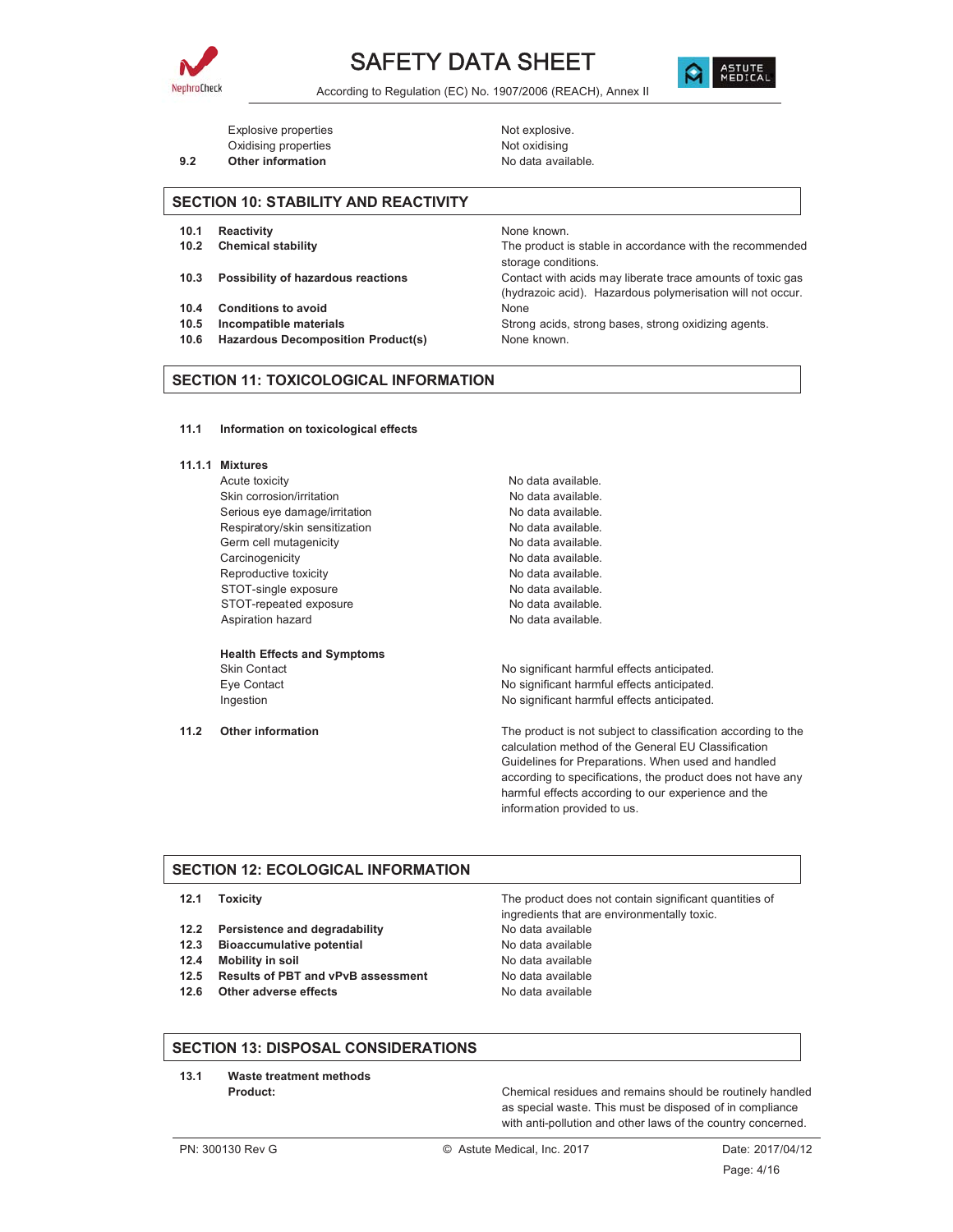| | |
|---|---|
| Explosive properties | Not explosive. |
| Oxidising properties | Not oxidising |
| **9.2 Other information** | No data available. |

## SECTION 10: STABILITY AND REACTIVITY

| | |
|---|---|
| **10.1 Reactivity** | None known. |
| **10.2 Chemical stability** | The product is stable in accordance with the recommended storage conditions. |
| **10.3 Possibility of hazardous reactions** | Contact with acids may liberate trace amounts of toxic gas (hydrazoic acid). Hazardous polymerisation will not occur. |
| **10.4 Conditions to avoid** | None |
| **10.5 Incompatible materials** | Strong acids, strong bases, strong oxidizing agents. |
| **10.6 Hazardous Decomposition Product(s)** | None known. |

## SECTION 11: TOXICOLOGICAL INFORMATION

**11.1 Information on toxicological effects**

**11.1.1 Mixtures**

| | |
|---|---|
| Acute toxicity | No data available. |
| Skin corrosion/irritation | No data available. |
| Serious eye damage/irritation | No data available. |
| Respiratory/skin sensitization | No data available. |
| Germ cell mutagenicity | No data available. |
| Carcinogenicity | No data available. |
| Reproductive toxicity | No data available. |
| STOT-single exposure | No data available. |
| STOT-repeated exposure | No data available. |
| Aspiration hazard | No data available. |

**Health Effects and Symptoms**

| | |
|---|---|
| Skin Contact | No significant harmful effects anticipated. |
| Eye Contact | No significant harmful effects anticipated. |
| Ingestion | No significant harmful effects anticipated. |

**11.2 Other information**

The product is not subject to classification according to the calculation method of the General EU Classification Guidelines for Preparations. When used and handled according to specifications, the product does not have any harmful effects according to our experience and the information provided to us.

## SECTION 12: ECOLOGICAL INFORMATION

| | |
|---|---|
| **12.1 Toxicity** | The product does not contain significant quantities of ingredients that are environmentally toxic. |
| **12.2 Persistence and degradability** | No data available |
| **12.3 Bioaccumulative potential** | No data available |
| **12.4 Mobility in soil** | No data available |
| **12.5 Results of PBT and vPvB assessment** | No data available |
| **12.6 Other adverse effects** | No data available |

## SECTION 13: DISPOSAL CONSIDERATIONS

**13.1 Waste treatment methods**

**Product:** Chemical residues and remains should be routinely handled as special waste. This must be disposed of in compliance with anti-pollution and other laws of the country concerned.

PN: 300130 Rev G © Astute Medical, Inc. 2017 Date: 2017/04/12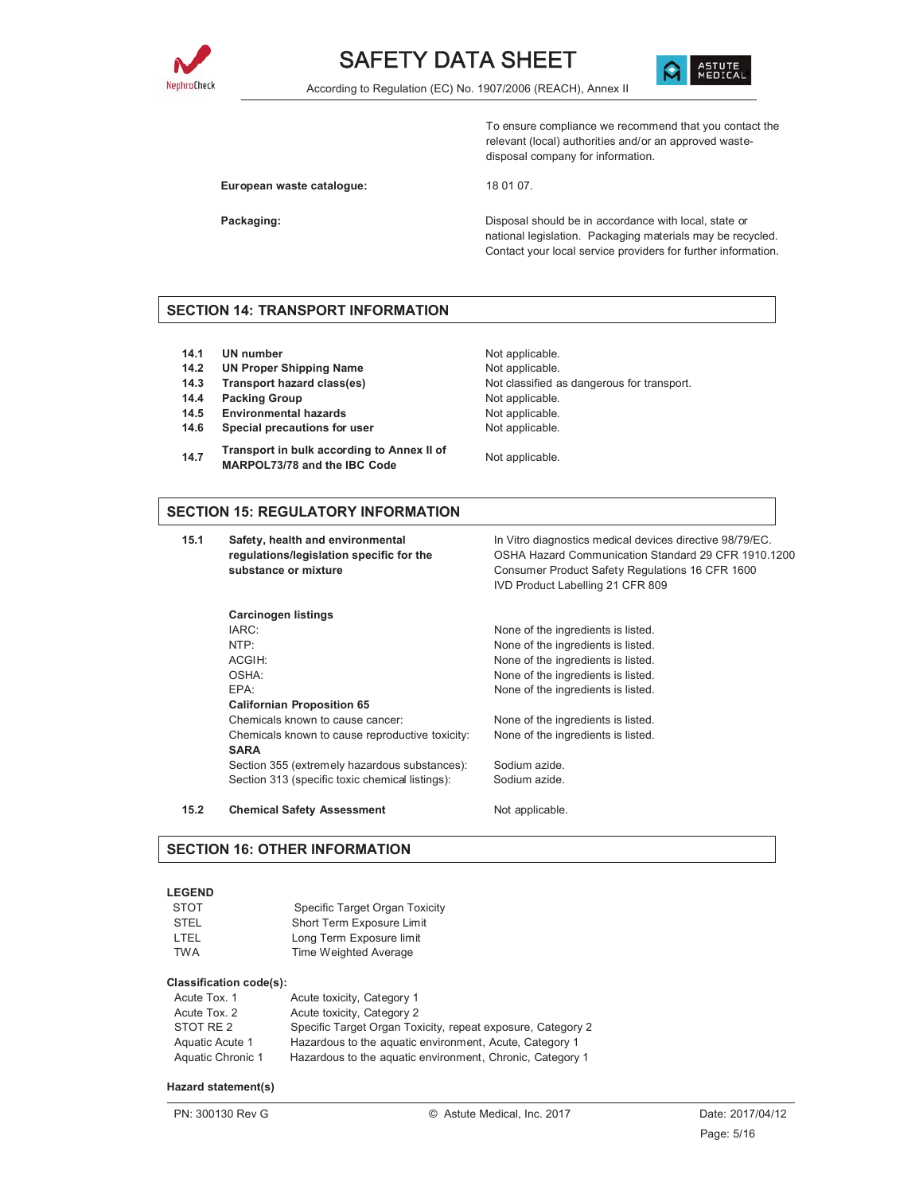| | |
|---|---|
| | To ensure compliance we recommend that you contact the relevant (local) authorities and/or an approved waste-disposal company for information. |
| **European waste catalogue:** | 18 01 07. |
| **Packaging:** | Disposal should be in accordance with local, state or national legislation. Packaging materials may be recycled. Contact your local service providers for further information. |

## SECTION 14: TRANSPORT INFORMATION

| | | |
|---|---|---|
| **14.1** | **UN number** | Not applicable. |
| **14.2** | **UN Proper Shipping Name** | Not applicable. |
| **14.3** | **Transport hazard class(es)** | Not classified as dangerous for transport. |
| **14.4** | **Packing Group** | Not applicable. |
| **14.5** | **Environmental hazards** | Not applicable. |
| **14.6** | **Special precautions for user** | Not applicable. |
| **14.7** | **Transport in bulk according to Annex II of MARPOL73/78 and the IBC Code** | Not applicable. |

## SECTION 15: REGULATORY INFORMATION

| | | |
|---|---|---|
| **15.1** | **Safety, health and environmental regulations/legislation specific for the substance or mixture** | In Vitro diagnostics medical devices directive 98/79/EC.<br>OSHA Hazard Communication Standard 29 CFR 1910.1200<br>Consumer Product Safety Regulations 16 CFR 1600<br>IVD Product Labelling 21 CFR 809 |
| | **Carcinogen listings** | |
| | IARC: | None of the ingredients is listed. |
| | NTP: | None of the ingredients is listed. |
| | ACGIH: | None of the ingredients is listed. |
| | OSHA: | None of the ingredients is listed. |
| | EPA: | None of the ingredients is listed. |
| | **Californian Proposition 65** | |
| | Chemicals known to cause cancer: | None of the ingredients is listed. |
| | Chemicals known to cause reproductive toxicity: | None of the ingredients is listed. |
| | **SARA** | |
| | Section 355 (extremely hazardous substances): | Sodium azide. |
| | Section 313 (specific toxic chemical listings): | Sodium azide. |
| **15.2** | **Chemical Safety Assessment** | Not applicable. |

## SECTION 16: OTHER INFORMATION

**LEGEND**

| | |
|---|---|
| STOT | Specific Target Organ Toxicity |
| STEL | Short Term Exposure Limit |
| LTEL | Long Term Exposure limit |
| TWA | Time Weighted Average |

**Classification code(s):**

| | |
|---|---|
| Acute Tox. 1 | Acute toxicity, Category 1 |
| Acute Tox. 2 | Acute toxicity, Category 2 |
| STOT RE 2 | Specific Target Organ Toxicity, repeat exposure, Category 2 |
| Aquatic Acute 1 | Hazardous to the aquatic environment, Acute, Category 1 |
| Aquatic Chronic 1 | Hazardous to the aquatic environment, Chronic, Category 1 |

**Hazard statement(s)**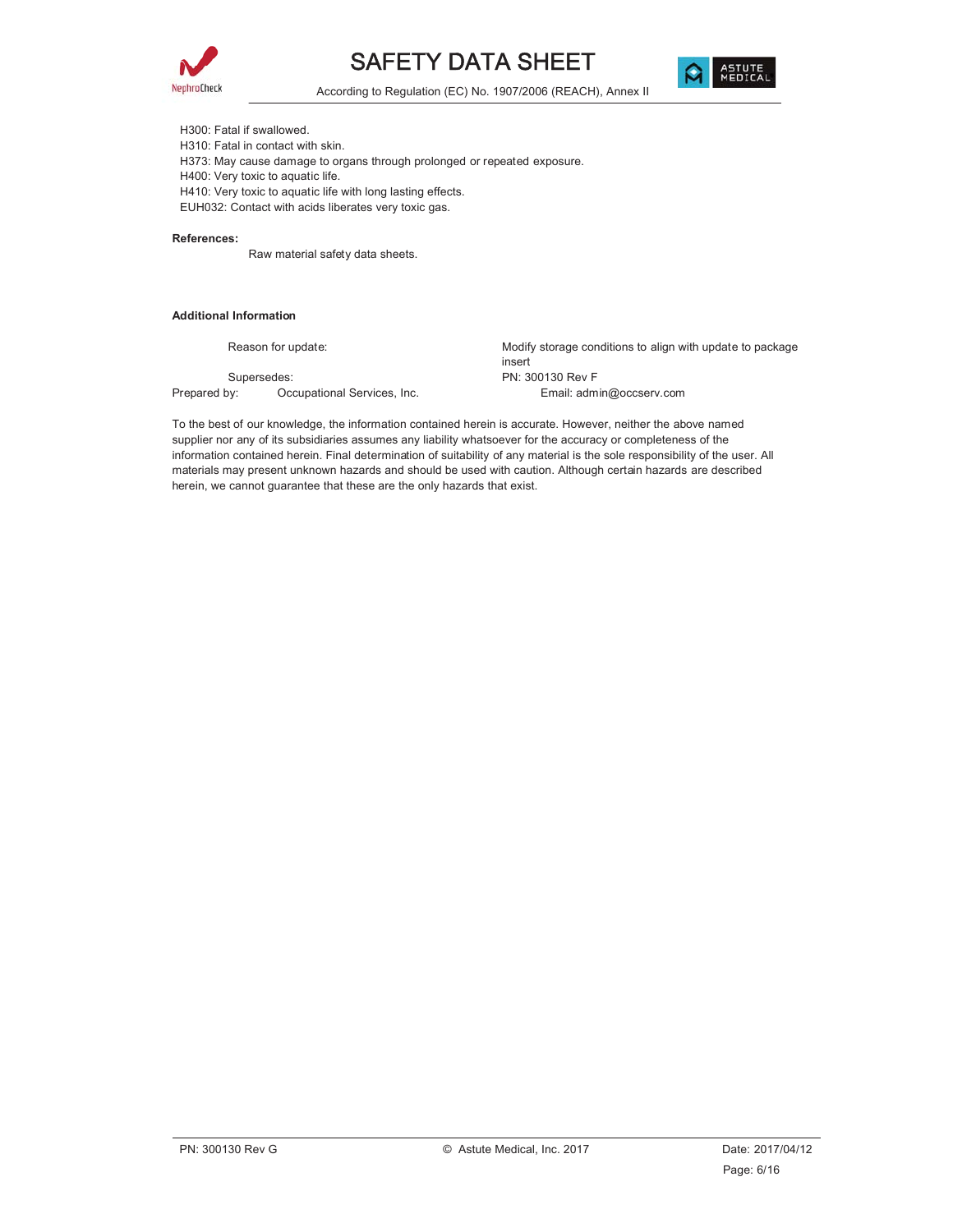H300: Fatal if swallowed.
H310: Fatal in contact with skin.
H373: May cause damage to organs through prolonged or repeated exposure.
H400: Very toxic to aquatic life.
H410: Very toxic to aquatic life with long lasting effects.
EUH032: Contact with acids liberates very toxic gas.

**References:**

Raw material safety data sheets.

**Additional Information**

Reason for update: Modify storage conditions to align with update to package insert

Supersedes: PN: 300130 Rev F

Prepared by: Occupational Services, Inc. Email: admin@occserv.com

To the best of our knowledge, the information contained herein is accurate. However, neither the above named supplier nor any of its subsidiaries assumes any liability whatsoever for the accuracy or completeness of the information contained herein. Final determination of suitability of any material is the sole responsibility of the user. All materials may present unknown hazards and should be used with caution. Although certain hazards are described herein, we cannot guarantee that these are the only hazards that exist.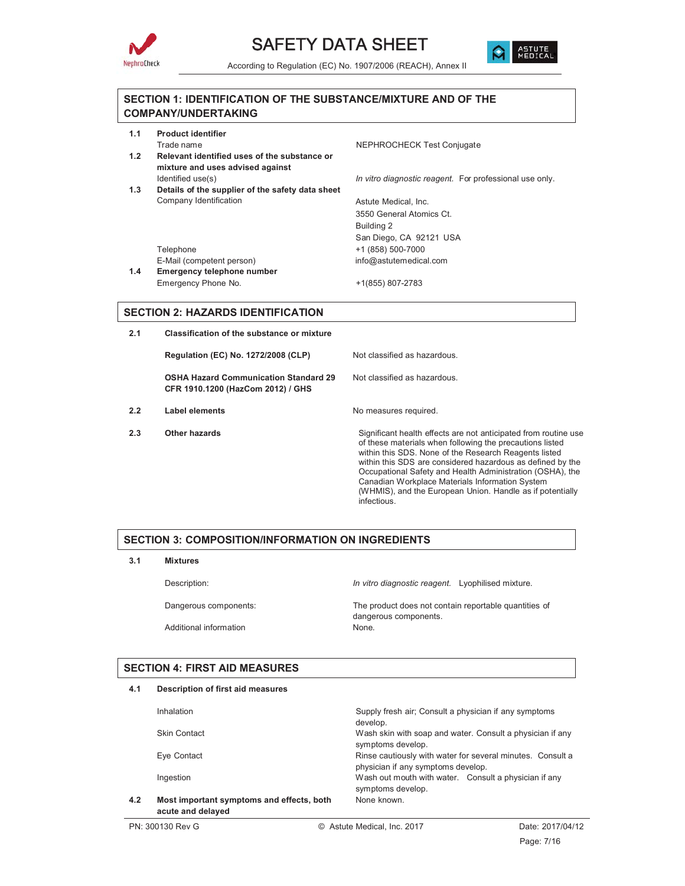# SAFETY DATA SHEET

According to Regulation (EC) No. 1907/2006 (REACH), Annex II

## SECTION 1: IDENTIFICATION OF THE SUBSTANCE/MIXTURE AND OF THE COMPANY/UNDERTAKING

| | | |
|---|---|---|
| **1.1** | **Product identifier** | |
| | Trade name | NEPHROCHECK Test Conjugate |
| **1.2** | **Relevant identified uses of the substance or mixture and uses advised against** | |
| | Identified use(s) | *In vitro diagnostic reagent.* For professional use only. |
| **1.3** | **Details of the supplier of the safety data sheet** | |
| | Company Identification | Astute Medical, Inc.<br>3550 General Atomics Ct.<br>Building 2<br>San Diego, CA 92121 USA |
| | Telephone | +1 (858) 500-7000 |
| | E-Mail (competent person) | info@astutemedical.com |
| **1.4** | **Emergency telephone number** | |
| | Emergency Phone No. | +1(855) 807-2783 |

## SECTION 2: HAZARDS IDENTIFICATION

| | | |
|---|---|---|
| **2.1** | **Classification of the substance or mixture** | |
| | **Regulation (EC) No. 1272/2008 (CLP)** | Not classified as hazardous. |
| | **OSHA Hazard Communication Standard 29 CFR 1910.1200 (HazCom 2012) / GHS** | Not classified as hazardous. |
| **2.2** | **Label elements** | No measures required. |
| **2.3** | **Other hazards** | Significant health effects are not anticipated from routine use of these materials when following the precautions listed within this SDS. None of the Research Reagents listed within this SDS are considered hazardous as defined by the Occupational Safety and Health Administration (OSHA), the Canadian Workplace Materials Information System (WHMIS), and the European Union. Handle as if potentially infectious. |

## SECTION 3: COMPOSITION/INFORMATION ON INGREDIENTS

| | | |
|---|---|---|
| **3.1** | **Mixtures** | |
| | Description: | *In vitro diagnostic reagent.* Lyophilised mixture. |
| | Dangerous components: | The product does not contain reportable quantities of dangerous components. |
| | Additional information | None. |

## SECTION 4: FIRST AID MEASURES

| | | |
|---|---|---|
| **4.1** | **Description of first aid measures** | |
| | Inhalation | Supply fresh air; Consult a physician if any symptoms develop. |
| | Skin Contact | Wash skin with soap and water. Consult a physician if any symptoms develop. |
| | Eye Contact | Rinse cautiously with water for several minutes. Consult a physician if any symptoms develop. |
| | Ingestion | Wash out mouth with water. Consult a physician if any symptoms develop. |
| **4.2** | **Most important symptoms and effects, both acute and delayed** | None known. |

PN: 300130 Rev G © Astute Medical, Inc. 2017 Date: 2017/04/12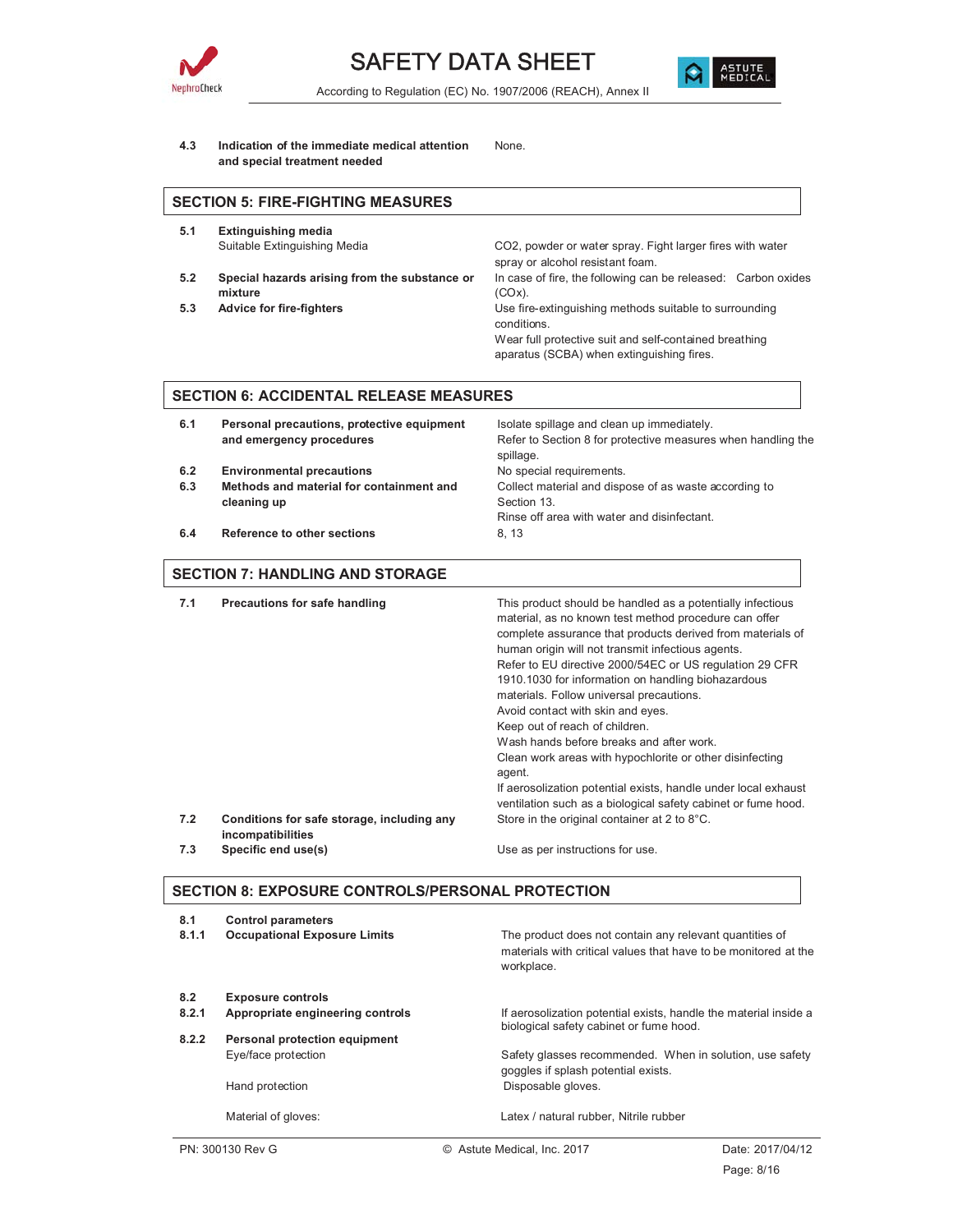| | | |
|---|---|---|
| **4.3** | **Indication of the immediate medical attention and special treatment needed** | None. |

## SECTION 5: FIRE-FIGHTING MEASURES

| | | |
|---|---|---|
| **5.1** | **Extinguishing media** | |
| | Suitable Extinguishing Media | $CO_2$, powder or water spray. Fight larger fires with water spray or alcohol resistant foam. |
| **5.2** | **Special hazards arising from the substance or mixture** | In case of fire, the following can be released: Carbon oxides ($CO_x$). |
| **5.3** | **Advice for fire-fighters** | Use fire-extinguishing methods suitable to surrounding conditions.<br>Wear full protective suit and self-contained breathing aparatus (SCBA) when extinguishing fires. |

## SECTION 6: ACCIDENTAL RELEASE MEASURES

| | | |
|---|---|---|
| **6.1** | **Personal precautions, protective equipment and emergency procedures** | Isolate spillage and clean up immediately.<br>Refer to Section 8 for protective measures when handling the spillage. |
| **6.2** | **Environmental precautions** | No special requirements. |
| **6.3** | **Methods and material for containment and cleaning up** | Collect material and dispose of as waste according to Section 13.<br>Rinse off area with water and disinfectant. |
| **6.4** | **Reference to other sections** | 8, 13 |

## SECTION 7: HANDLING AND STORAGE

| | | |
|---|---|---|
| **7.1** | **Precautions for safe handling** | This product should be handled as a potentially infectious material, as no known test method procedure can offer complete assurance that products derived from materials of human origin will not transmit infectious agents.<br>Refer to EU directive 2000/54EC or US regulation 29 CFR 1910.1030 for information on handling biohazardous materials. Follow universal precautions.<br>Avoid contact with skin and eyes.<br>Keep out of reach of children.<br>Wash hands before breaks and after work.<br>Clean work areas with hypochlorite or other disinfecting agent.<br>If aerosolization potential exists, handle under local exhaust ventilation such as a biological safety cabinet or fume hood. |
| **7.2** | **Conditions for safe storage, including any incompatibilities** | Store in the original container at 2 to 8°C. |
| **7.3** | **Specific end use(s)** | Use as per instructions for use. |

## SECTION 8: EXPOSURE CONTROLS/PERSONAL PROTECTION

| | | |
|---|---|---|
| **8.1** | **Control parameters** | |
| **8.1.1** | **Occupational Exposure Limits** | The product does not contain any relevant quantities of materials with critical values that have to be monitored at the workplace. |
| **8.2** | **Exposure controls** | |
| **8.2.1** | **Appropriate engineering controls** | If aerosolization potential exists, handle the material inside a biological safety cabinet or fume hood. |
| **8.2.2** | **Personal protection equipment** | |
| | Eye/face protection | Safety glasses recommended. When in solution, use safety goggles if splash potential exists. |
| | Hand protection | Disposable gloves. |
| | Material of gloves: | Latex / natural rubber, Nitrile rubber |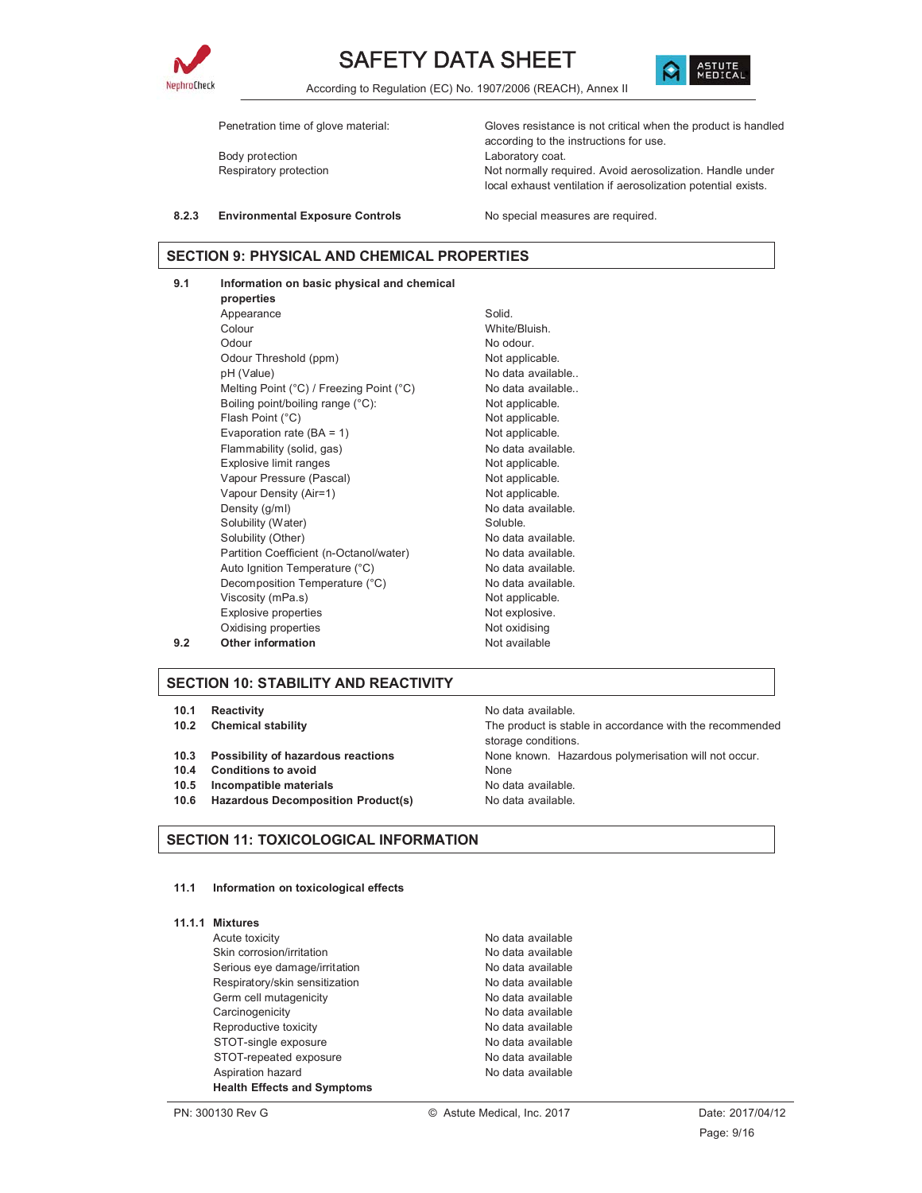| | |
|---|---|
| Penetration time of glove material: | Gloves resistance is not critical when the product is handled according to the instructions for use. |
| Body protection | Laboratory coat. |
| Respiratory protection | Not normally required. Avoid aerosolization. Handle under local exhaust ventilation if aerosolization potential exists. |

**8.2.3 Environmental Exposure Controls** — No special measures are required.

## SECTION 9: PHYSICAL AND CHEMICAL PROPERTIES

**9.1 Information on basic physical and chemical properties**

| Property | Value |
|---|---|
| Appearance | Solid. |
| Colour | White/Bluish. |
| Odour | No odour. |
| Odour Threshold (ppm) | Not applicable. |
| pH (Value) | No data available.. |
| Melting Point (°C) / Freezing Point (°C) | No data available.. |
| Boiling point/boiling range (°C): | Not applicable. |
| Flash Point (°C) | Not applicable. |
| Evaporation rate (BA = 1) | Not applicable. |
| Flammability (solid, gas) | No data available. |
| Explosive limit ranges | Not applicable. |
| Vapour Pressure (Pascal) | Not applicable. |
| Vapour Density (Air=1) | Not applicable. |
| Density (g/ml) | No data available. |
| Solubility (Water) | Soluble. |
| Solubility (Other) | No data available. |
| Partition Coefficient (n-Octanol/water) | No data available. |
| Auto Ignition Temperature (°C) | No data available. |
| Decomposition Temperature (°C) | No data available. |
| Viscosity (mPa.s) | Not applicable. |
| Explosive properties | Not explosive. |
| Oxidising properties | Not oxidising |

**9.2 Other information** — Not available

## SECTION 10: STABILITY AND REACTIVITY

| | |
|---|---|
| **10.1 Reactivity** | No data available. |
| **10.2 Chemical stability** | The product is stable in accordance with the recommended storage conditions. |
| **10.3 Possibility of hazardous reactions** | None known. Hazardous polymerisation will not occur. |
| **10.4 Conditions to avoid** | None |
| **10.5 Incompatible materials** | No data available. |
| **10.6 Hazardous Decomposition Product(s)** | No data available. |

## SECTION 11: TOXICOLOGICAL INFORMATION

**11.1 Information on toxicological effects**

**11.1.1 Mixtures**

| | |
|---|---|
| Acute toxicity | No data available |
| Skin corrosion/irritation | No data available |
| Serious eye damage/irritation | No data available |
| Respiratory/skin sensitization | No data available |
| Germ cell mutagenicity | No data available |
| Carcinogenicity | No data available |
| Reproductive toxicity | No data available |
| STOT-single exposure | No data available |
| STOT-repeated exposure | No data available |
| Aspiration hazard | No data available |

**Health Effects and Symptoms**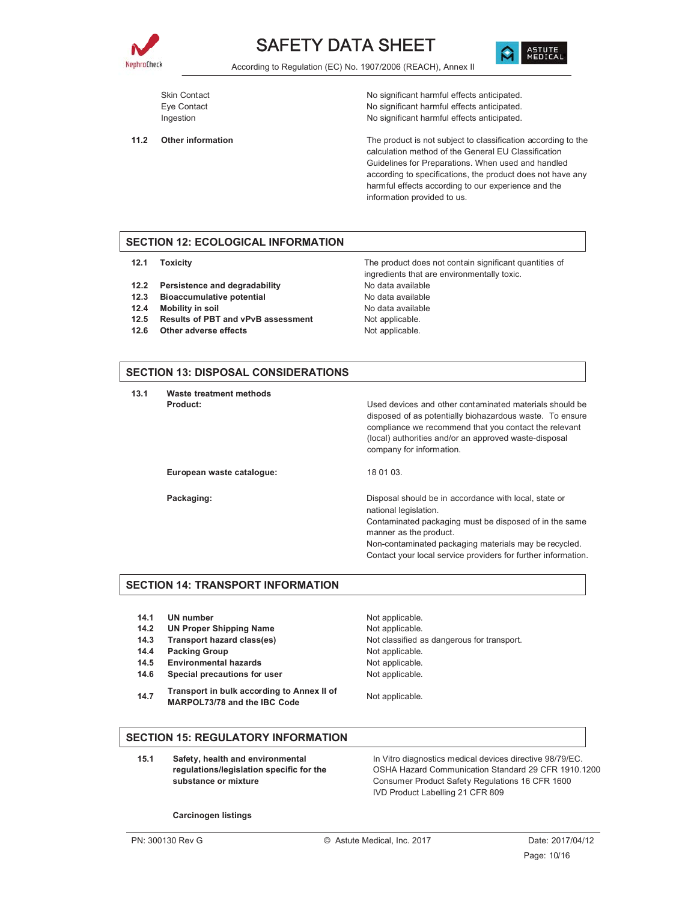| | |
|---|---|
| Skin Contact | No significant harmful effects anticipated. |
| Eye Contact | No significant harmful effects anticipated. |
| Ingestion | No significant harmful effects anticipated. |

**11.2 Other information**

The product is not subject to classification according to the calculation method of the General EU Classification Guidelines for Preparations. When used and handled according to specifications, the product does not have any harmful effects according to our experience and the information provided to us.

## SECTION 12: ECOLOGICAL INFORMATION

| | | |
|---|---|---|
| **12.1** | **Toxicity** | The product does not contain significant quantities of ingredients that are environmentally toxic. |
| **12.2** | **Persistence and degradability** | No data available |
| **12.3** | **Bioaccumulative potential** | No data available |
| **12.4** | **Mobility in soil** | No data available |
| **12.5** | **Results of PBT and vPvB assessment** | Not applicable. |
| **12.6** | **Other adverse effects** | Not applicable. |

## SECTION 13: DISPOSAL CONSIDERATIONS

**13.1 Waste treatment methods**

**Product:**

Used devices and other contaminated materials should be disposed of as potentially biohazardous waste. To ensure compliance we recommend that you contact the relevant (local) authorities and/or an approved waste-disposal company for information.

**European waste catalogue:** 18 01 03.

**Packaging:**

Disposal should be in accordance with local, state or national legislation.
Contaminated packaging must be disposed of in the same manner as the product.
Non-contaminated packaging materials may be recycled.
Contact your local service providers for further information.

## SECTION 14: TRANSPORT INFORMATION

| | | |
|---|---|---|
| **14.1** | **UN number** | Not applicable. |
| **14.2** | **UN Proper Shipping Name** | Not applicable. |
| **14.3** | **Transport hazard class(es)** | Not classified as dangerous for transport. |
| **14.4** | **Packing Group** | Not applicable. |
| **14.5** | **Environmental hazards** | Not applicable. |
| **14.6** | **Special precautions for user** | Not applicable. |
| **14.7** | **Transport in bulk according to Annex II of MARPOL73/78 and the IBC Code** | Not applicable. |

## SECTION 15: REGULATORY INFORMATION

**15.1 Safety, health and environmental regulations/legislation specific for the substance or mixture**

In Vitro diagnostics medical devices directive 98/79/EC.
OSHA Hazard Communication Standard 29 CFR 1910.1200
Consumer Product Safety Regulations 16 CFR 1600
IVD Product Labelling 21 CFR 809

**Carcinogen listings**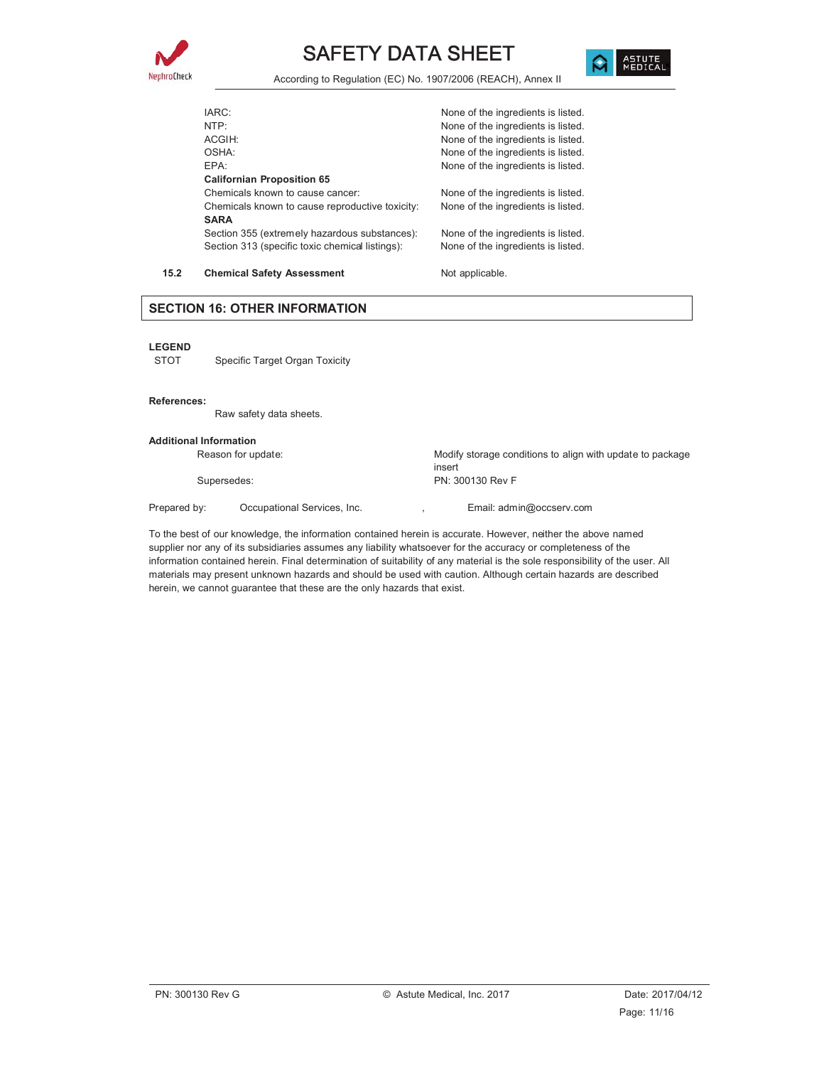| | |
|---|---|
| IARC: | None of the ingredients is listed. |
| NTP: | None of the ingredients is listed. |
| ACGIH: | None of the ingredients is listed. |
| OSHA: | None of the ingredients is listed. |
| EPA: | None of the ingredients is listed. |
| **Californian Proposition 65** | |
| Chemicals known to cause cancer: | None of the ingredients is listed. |
| Chemicals known to cause reproductive toxicity: | None of the ingredients is listed. |
| **SARA** | |
| Section 355 (extremely hazardous substances): | None of the ingredients is listed. |
| Section 313 (specific toxic chemical listings): | None of the ingredients is listed. |

**15.2 Chemical Safety Assessment** Not applicable.

## SECTION 16: OTHER INFORMATION

**LEGEND**

STOT Specific Target Organ Toxicity

**References:**

Raw safety data sheets.

**Additional Information**

| | |
|---|---|
| Reason for update: | Modify storage conditions to align with update to package insert |
| Supersedes: | PN: 300130 Rev F |

Prepared by: Occupational Services, Inc. , Email: admin@occserv.com

To the best of our knowledge, the information contained herein is accurate. However, neither the above named supplier nor any of its subsidiaries assumes any liability whatsoever for the accuracy or completeness of the information contained herein. Final determination of suitability of any material is the sole responsibility of the user. All materials may present unknown hazards and should be used with caution. Although certain hazards are described herein, we cannot guarantee that these are the only hazards that exist.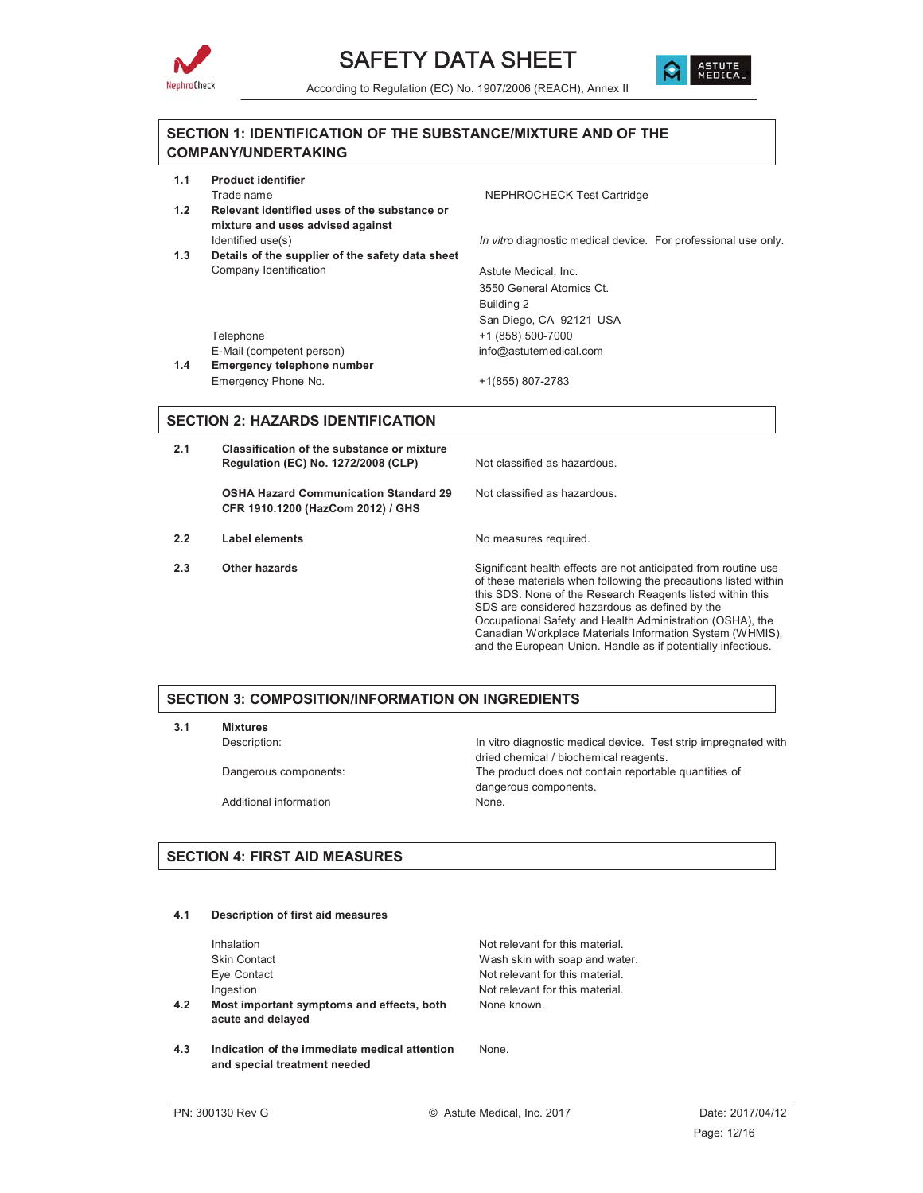# SAFETY DATA SHEET

According to Regulation (EC) No. 1907/2006 (REACH), Annex II

## SECTION 1: IDENTIFICATION OF THE SUBSTANCE/MIXTURE AND OF THE COMPANY/UNDERTAKING

| | | |
|---|---|---|
| **1.1** | **Product identifier** | |
| | Trade name | NEPHROCHECK Test Cartridge |
| **1.2** | **Relevant identified uses of the substance or mixture and uses advised against** | |
| | Identified use(s) | *In vitro* diagnostic medical device. For professional use only. |
| **1.3** | **Details of the supplier of the safety data sheet** | |
| | Company Identification | Astute Medical, Inc.<br>3550 General Atomics Ct.<br>Building 2<br>San Diego, CA 92121 USA |
| | Telephone | +1 (858) 500-7000 |
| | E-Mail (competent person) | info@astutemedical.com |
| **1.4** | **Emergency telephone number** | |
| | Emergency Phone No. | +1(855) 807-2783 |

## SECTION 2: HAZARDS IDENTIFICATION

| | | |
|---|---|---|
| **2.1** | **Classification of the substance or mixture Regulation (EC) No. 1272/2008 (CLP)** | Not classified as hazardous. |
| | **OSHA Hazard Communication Standard 29 CFR 1910.1200 (HazCom 2012) / GHS** | Not classified as hazardous. |
| **2.2** | **Label elements** | No measures required. |
| **2.3** | **Other hazards** | Significant health effects are not anticipated from routine use of these materials when following the precautions listed within this SDS. None of the Research Reagents listed within this SDS are considered hazardous as defined by the Occupational Safety and Health Administration (OSHA), the Canadian Workplace Materials Information System (WHMIS), and the European Union. Handle as if potentially infectious. |

## SECTION 3: COMPOSITION/INFORMATION ON INGREDIENTS

| | | |
|---|---|---|
| **3.1** | **Mixtures** | |
| | Description: | In vitro diagnostic medical device. Test strip impregnated with dried chemical / biochemical reagents. |
| | Dangerous components: | The product does not contain reportable quantities of dangerous components. |
| | Additional information | None. |

## SECTION 4: FIRST AID MEASURES

| | | |
|---|---|---|
| **4.1** | **Description of first aid measures** | |
| | Inhalation | Not relevant for this material. |
| | Skin Contact | Wash skin with soap and water. |
| | Eye Contact | Not relevant for this material. |
| | Ingestion | Not relevant for this material. |
| **4.2** | **Most important symptoms and effects, both acute and delayed** | None known. |
| **4.3** | **Indication of the immediate medical attention and special treatment needed** | None. |

PN: 300130 Rev G © Astute Medical, Inc. 2017 Date: 2017/04/12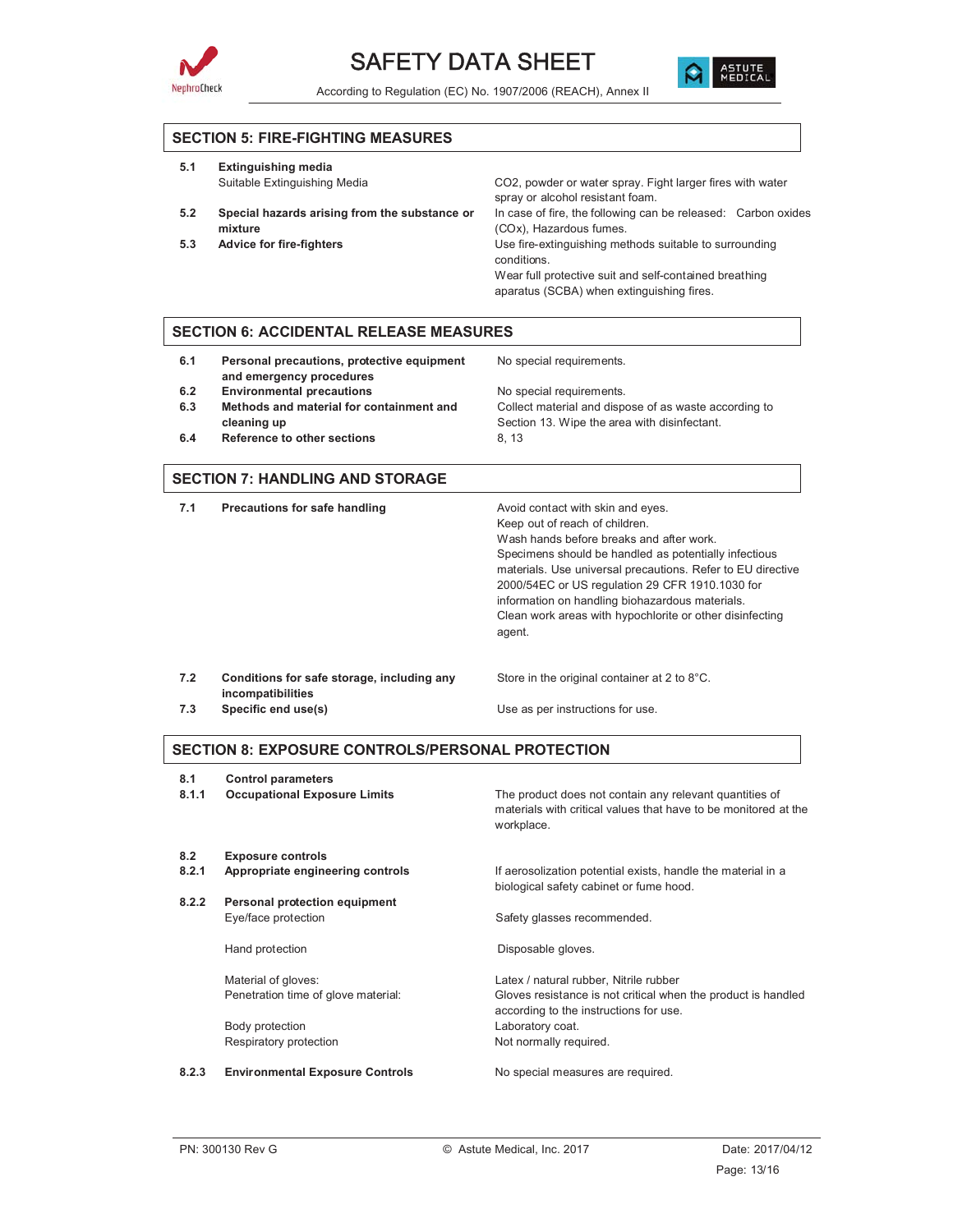## SECTION 5: FIRE-FIGHTING MEASURES

| | | |
|---|---|---|
| **5.1** | **Extinguishing media**<br>Suitable Extinguishing Media | $CO_2$, powder or water spray. Fight larger fires with water spray or alcohol resistant foam. |
| **5.2** | **Special hazards arising from the substance or mixture** | In case of fire, the following can be released: Carbon oxides (COx), Hazardous fumes. |
| **5.3** | **Advice for fire-fighters** | Use fire-extinguishing methods suitable to surrounding conditions.<br>Wear full protective suit and self-contained breathing aparatus (SCBA) when extinguishing fires. |

## SECTION 6: ACCIDENTAL RELEASE MEASURES

| | | |
|---|---|---|
| **6.1** | **Personal precautions, protective equipment and emergency procedures** | No special requirements. |
| **6.2** | **Environmental precautions** | No special requirements. |
| **6.3** | **Methods and material for containment and cleaning up** | Collect material and dispose of as waste according to Section 13. Wipe the area with disinfectant. |
| **6.4** | **Reference to other sections** | 8, 13 |

## SECTION 7: HANDLING AND STORAGE

| | | |
|---|---|---|
| **7.1** | **Precautions for safe handling** | Avoid contact with skin and eyes.<br>Keep out of reach of children.<br>Wash hands before breaks and after work.<br>Specimens should be handled as potentially infectious materials. Use universal precautions. Refer to EU directive 2000/54EC or US regulation 29 CFR 1910.1030 for information on handling biohazardous materials.<br>Clean work areas with hypochlorite or other disinfecting agent. |
| **7.2** | **Conditions for safe storage, including any incompatibilities** | Store in the original container at 2 to 8°C. |
| **7.3** | **Specific end use(s)** | Use as per instructions for use. |

## SECTION 8: EXPOSURE CONTROLS/PERSONAL PROTECTION

| | | |
|---|---|---|
| **8.1** | **Control parameters** | |
| **8.1.1** | **Occupational Exposure Limits** | The product does not contain any relevant quantities of materials with critical values that have to be monitored at the workplace. |
| **8.2** | **Exposure controls** | |
| **8.2.1** | **Appropriate engineering controls** | If aerosolization potential exists, handle the material in a biological safety cabinet or fume hood. |
| **8.2.2** | **Personal protection equipment** | |
| | Eye/face protection | Safety glasses recommended. |
| | Hand protection | Disposable gloves. |
| | Material of gloves: | Latex / natural rubber, Nitrile rubber |
| | Penetration time of glove material: | Gloves resistance is not critical when the product is handled according to the instructions for use. |
| | Body protection | Laboratory coat. |
| | Respiratory protection | Not normally required. |
| **8.2.3** | **Environmental Exposure Controls** | No special measures are required. |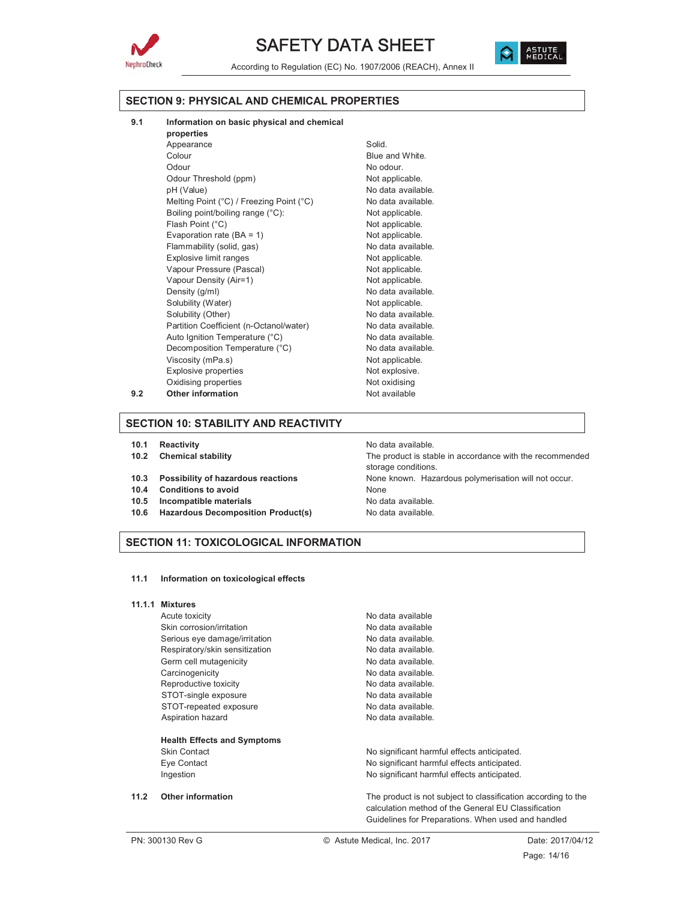## SECTION 9: PHYSICAL AND CHEMICAL PROPERTIES

**9.1 Information on basic physical and chemical properties**

| Property | Value |
|---|---|
| Appearance | Solid. |
| Colour | Blue and White. |
| Odour | No odour. |
| Odour Threshold (ppm) | Not applicable. |
| pH (Value) | No data available. |
| Melting Point (°C) / Freezing Point (°C) | No data available. |
| Boiling point/boiling range (°C): | Not applicable. |
| Flash Point (°C) | Not applicable. |
| Evaporation rate (BA = 1) | Not applicable. |
| Flammability (solid, gas) | No data available. |
| Explosive limit ranges | Not applicable. |
| Vapour Pressure (Pascal) | Not applicable. |
| Vapour Density (Air=1) | Not applicable. |
| Density (g/ml) | No data available. |
| Solubility (Water) | Not applicable. |
| Solubility (Other) | No data available. |
| Partition Coefficient (n-Octanol/water) | No data available. |
| Auto Ignition Temperature (°C) | No data available. |
| Decomposition Temperature (°C) | No data available. |
| Viscosity (mPa.s) | Not applicable. |
| Explosive properties | Not explosive. |
| Oxidising properties | Not oxidising |

**9.2 Other information** Not available

## SECTION 10: STABILITY AND REACTIVITY

| | | |
|---|---|---|
| **10.1** | **Reactivity** | No data available. |
| **10.2** | **Chemical stability** | The product is stable in accordance with the recommended storage conditions. |
| **10.3** | **Possibility of hazardous reactions** | None known. Hazardous polymerisation will not occur. |
| **10.4** | **Conditions to avoid** | None |
| **10.5** | **Incompatible materials** | No data available. |
| **10.6** | **Hazardous Decomposition Product(s)** | No data available. |

## SECTION 11: TOXICOLOGICAL INFORMATION

**11.1 Information on toxicological effects**

**11.1.1 Mixtures**

| | |
|---|---|
| Acute toxicity | No data available |
| Skin corrosion/irritation | No data available |
| Serious eye damage/irritation | No data available. |
| Respiratory/skin sensitization | No data available. |
| Germ cell mutagenicity | No data available. |
| Carcinogenicity | No data available. |
| Reproductive toxicity | No data available. |
| STOT-single exposure | No data available |
| STOT-repeated exposure | No data available. |
| Aspiration hazard | No data available. |

**Health Effects and Symptoms**

| | |
|---|---|
| Skin Contact | No significant harmful effects anticipated. |
| Eye Contact | No significant harmful effects anticipated. |
| Ingestion | No significant harmful effects anticipated. |

**11.2 Other information** The product is not subject to classification according to the calculation method of the General EU Classification Guidelines for Preparations. When used and handled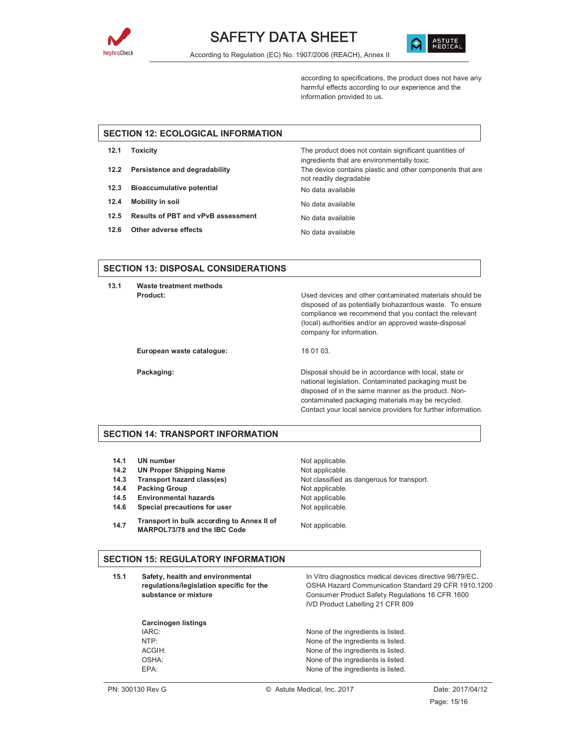according to specifications, the product does not have any harmful effects according to our experience and the information provided to us.

## SECTION 12: ECOLOGICAL INFORMATION

| | | |
|---|---|---|
| **12.1** | **Toxicity** | The product does not contain significant quantities of ingredients that are environmentally toxic. |
| **12.2** | **Persistence and degradability** | The device contains plastic and other components that are not readily degradable |
| **12.3** | **Bioaccumulative potential** | No data available |
| **12.4** | **Mobility in soil** | No data available |
| **12.5** | **Results of PBT and vPvB assessment** | No data available |
| **12.6** | **Other adverse effects** | No data available |

## SECTION 13: DISPOSAL CONSIDERATIONS

**13.1 Waste treatment methods**

**Product:** Used devices and other contaminated materials should be disposed of as potentially biohazardous waste. To ensure compliance we recommend that you contact the relevant (local) authorities and/or an approved waste-disposal company for information.

**European waste catalogue:** 18 01 03.

**Packaging:** Disposal should be in accordance with local, state or national legislation. Contaminated packaging must be disposed of in the same manner as the product. Non-contaminated packaging materials may be recycled. Contact your local service providers for further information.

## SECTION 14: TRANSPORT INFORMATION

| | | |
|---|---|---|
| **14.1** | **UN number** | Not applicable. |
| **14.2** | **UN Proper Shipping Name** | Not applicable. |
| **14.3** | **Transport hazard class(es)** | Not classified as dangerous for transport. |
| **14.4** | **Packing Group** | Not applicable. |
| **14.5** | **Environmental hazards** | Not applicable. |
| **14.6** | **Special precautions for user** | Not applicable. |
| **14.7** | **Transport in bulk according to Annex II of MARPOL73/78 and the IBC Code** | Not applicable. |

## SECTION 15: REGULATORY INFORMATION

**15.1 Safety, health and environmental regulations/legislation specific for the substance or mixture**

In Vitro diagnostics medical devices directive 98/79/EC.
OSHA Hazard Communication Standard 29 CFR 1910.1200
Consumer Product Safety Regulations 16 CFR 1600
IVD Product Labelling 21 CFR 809

**Carcinogen listings**

| | |
|---|---|
| IARC: | None of the ingredients is listed. |
| NTP: | None of the ingredients is listed. |
| ACGIH: | None of the ingredients is listed. |
| OSHA: | None of the ingredients is listed. |
| EPA: | None of the ingredients is listed. |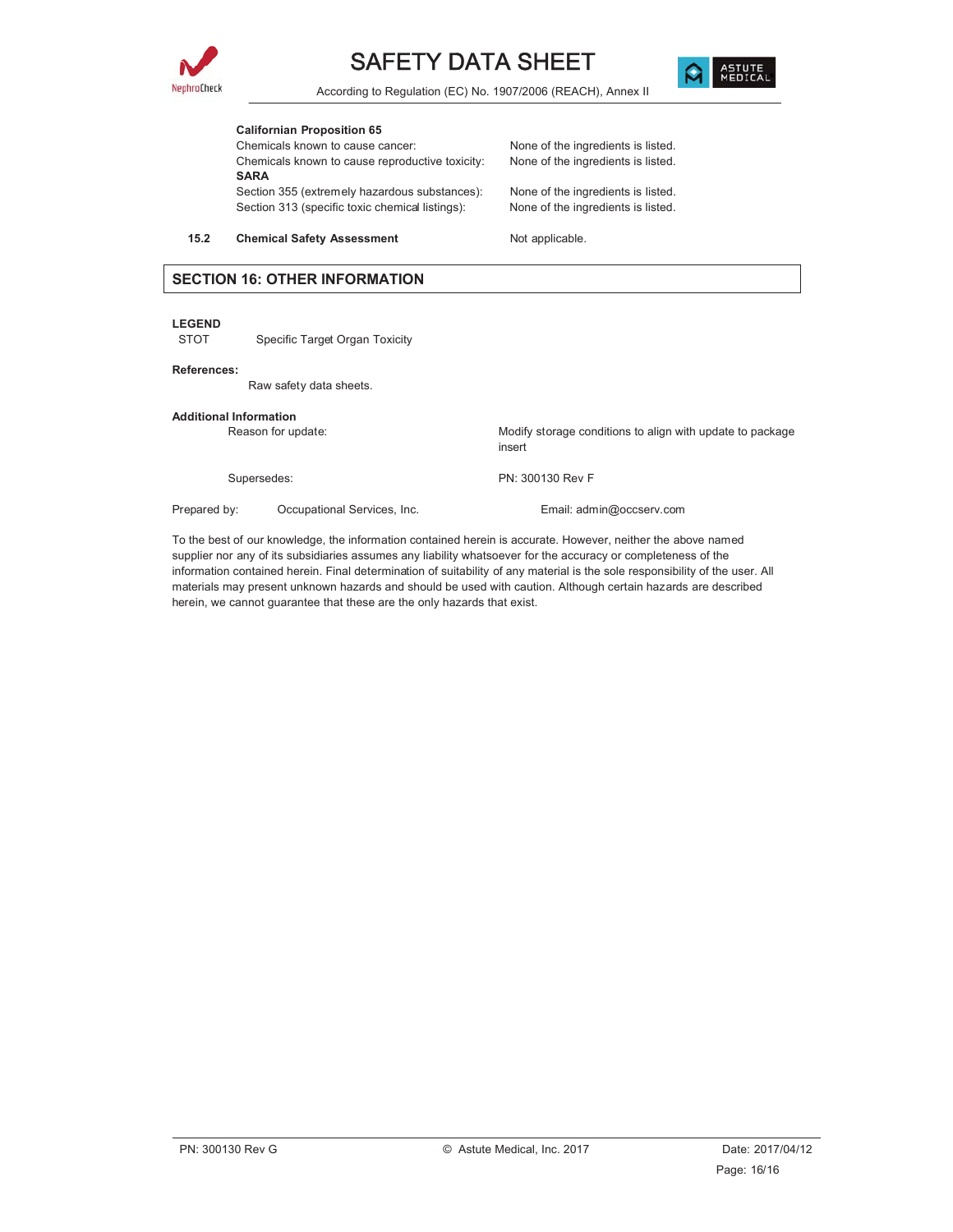**Californian Proposition 65**

| | |
|---|---|
| Chemicals known to cause cancer: | None of the ingredients is listed. |
| Chemicals known to cause reproductive toxicity: | None of the ingredients is listed. |

**SARA**

| | |
|---|---|
| Section 355 (extremely hazardous substances): | None of the ingredients is listed. |
| Section 313 (specific toxic chemical listings): | None of the ingredients is listed. |

**15.2 Chemical Safety Assessment** Not applicable.

## SECTION 16: OTHER INFORMATION

**LEGEND**

STOT Specific Target Organ Toxicity

**References:**

Raw safety data sheets.

**Additional Information**

| | |
|---|---|
| Reason for update: | Modify storage conditions to align with update to package insert |
| Supersedes: | PN: 300130 Rev F |

Prepared by: Occupational Services, Inc. Email: admin@occserv.com

To the best of our knowledge, the information contained herein is accurate. However, neither the above named supplier nor any of its subsidiaries assumes any liability whatsoever for the accuracy or completeness of the information contained herein. Final determination of suitability of any material is the sole responsibility of the user. All materials may present unknown hazards and should be used with caution. Although certain hazards are described herein, we cannot guarantee that these are the only hazards that exist.